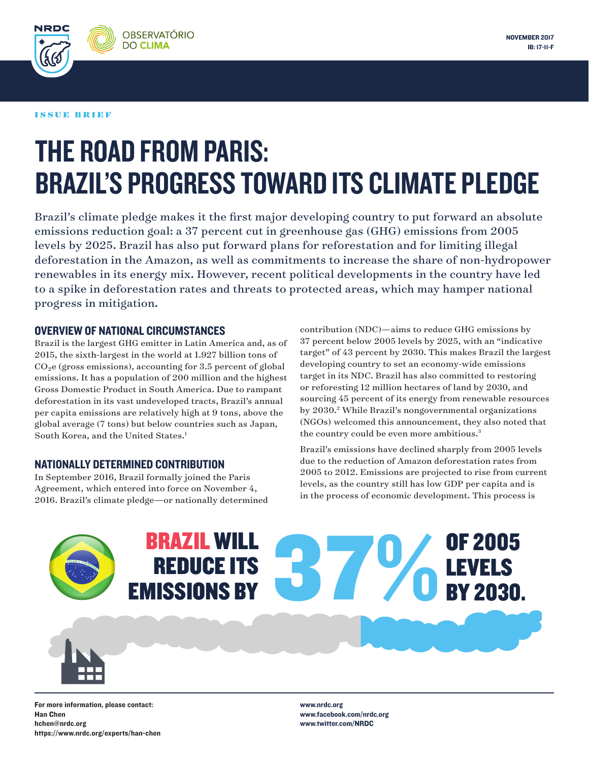NOVEMBER 2017
IB: 17-11-F

ISSUE BRIEF

# THE ROAD FROM PARIS: BRAZIL'S PROGRESS TOWARD ITS CLIMATE PLEDGE

Brazil's climate pledge makes it the first major developing country to put forward an absolute emissions reduction goal: a 37 percent cut in greenhouse gas (GHG) emissions from 2005 levels by 2025. Brazil has also put forward plans for reforestation and for limiting illegal deforestation in the Amazon, as well as commitments to increase the share of non-hydropower renewables in its energy mix. However, recent political developments in the country have led to a spike in deforestation rates and threats to protected areas, which may hamper national progress in mitigation.

## OVERVIEW OF NATIONAL CIRCUMSTANCES

Brazil is the largest GHG emitter in Latin America and, as of 2015, the sixth-largest in the world at 1.927 billion tons of $CO_2e$ (gross emissions), accounting for 3.5 percent of global emissions. It has a population of 200 million and the highest Gross Domestic Product in South America. Due to rampant deforestation in its vast undeveloped tracts, Brazil's annual per capita emissions are relatively high at 9 tons, above the global average (7 tons) but below countries such as Japan, South Korea, and the United States.[1]

## NATIONALLY DETERMINED CONTRIBUTION

In September 2016, Brazil formally joined the Paris Agreement, which entered into force on November 4, 2016. Brazil's climate pledge—or nationally determined contribution (NDC)—aims to reduce GHG emissions by 37 percent below 2005 levels by 2025, with an "indicative target" of 43 percent by 2030. This makes Brazil the largest developing country to set an economy-wide emissions target in its NDC. Brazil has also committed to restoring or reforesting 12 million hectares of land by 2030, and sourcing 45 percent of its energy from renewable resources by 2030.[2] While Brazil's nongovernmental organizations (NGOs) welcomed this announcement, they also noted that the country could be even more ambitious.[3]

Brazil's emissions have declined sharply from 2005 levels due to the reduction of Amazon deforestation rates from 2005 to 2012. Emissions are projected to rise from current levels, as the country still has low GDP per capita and is in the process of economic development. This process is

**BRAZIL WILL REDUCE ITS EMISSIONS BY 37% OF 2005 LEVELS BY 2030.**

For more information, please contact:
Han Chen
hchen@nrdc.org
https://www.nrdc.org/experts/han-chen

www.nrdc.org
www.facebook.com/nrdc.org
www.twitter.com/NRDC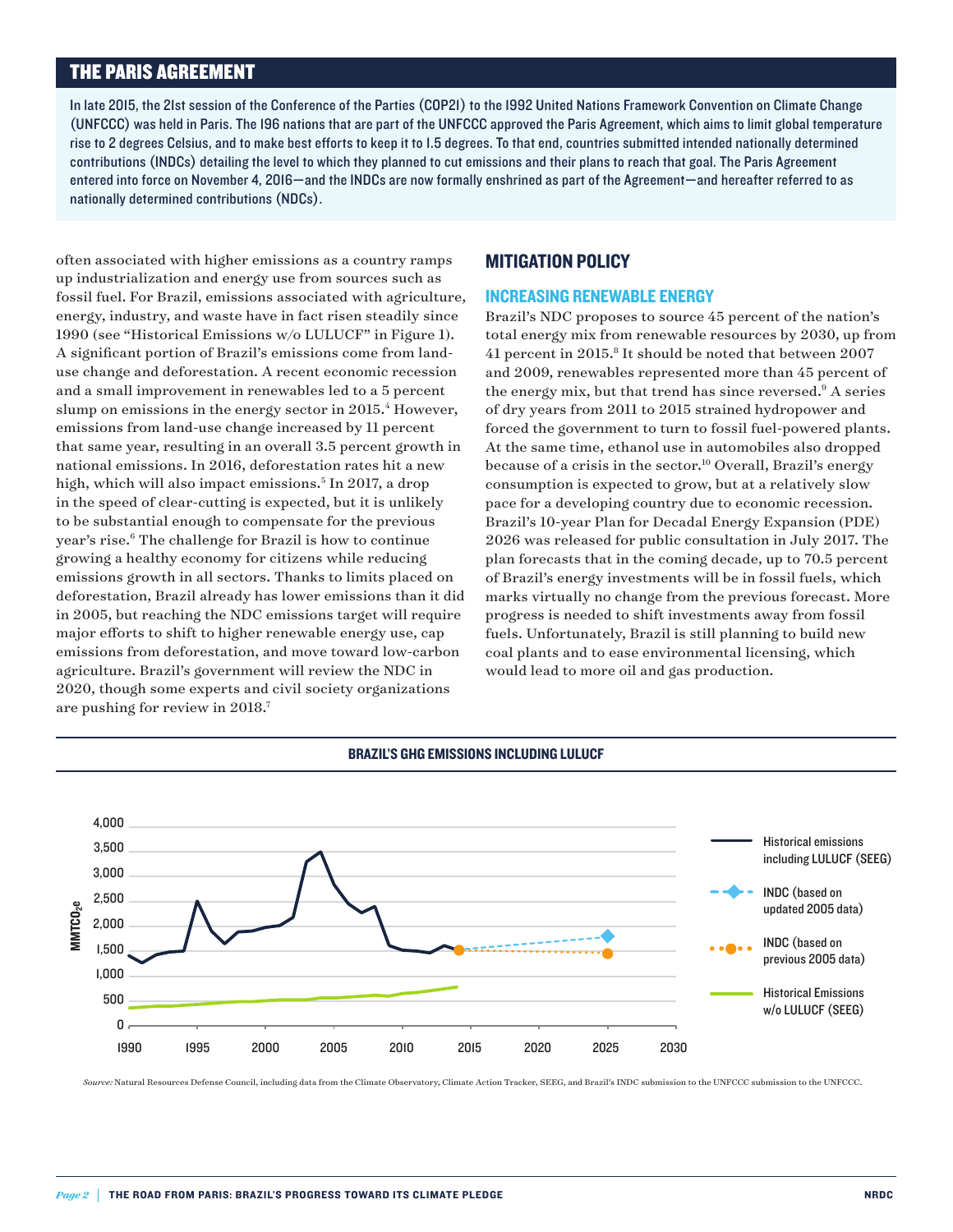## THE PARIS AGREEMENT

In late 2015, the 21st session of the Conference of the Parties (COP21) to the 1992 United Nations Framework Convention on Climate Change (UNFCCC) was held in Paris. The 196 nations that are part of the UNFCCC approved the Paris Agreement, which aims to limit global temperature rise to 2 degrees Celsius, and to make best efforts to keep it to 1.5 degrees. To that end, countries submitted intended nationally determined contributions (INDCs) detailing the level to which they planned to cut emissions and their plans to reach that goal. The Paris Agreement entered into force on November 4, 2016—and the INDCs are now formally enshrined as part of the Agreement—and hereafter referred to as nationally determined contributions (NDCs).

often associated with higher emissions as a country ramps up industrialization and energy use from sources such as fossil fuel. For Brazil, emissions associated with agriculture, energy, industry, and waste have in fact risen steadily since 1990 (see "Historical Emissions w/o LULUCF" in Figure 1). A significant portion of Brazil's emissions come from land-use change and deforestation. A recent economic recession and a small improvement in renewables led to a 5 percent slump on emissions in the energy sector in 2015.[4] However, emissions from land-use change increased by 11 percent that same year, resulting in an overall 3.5 percent growth in national emissions. In 2016, deforestation rates hit a new high, which will also impact emissions.[5] In 2017, a drop in the speed of clear-cutting is expected, but it is unlikely to be substantial enough to compensate for the previous year's rise.[6] The challenge for Brazil is how to continue growing a healthy economy for citizens while reducing emissions growth in all sectors. Thanks to limits placed on deforestation, Brazil already has lower emissions than it did in 2005, but reaching the NDC emissions target will require major efforts to shift to higher renewable energy use, cap emissions from deforestation, and move toward low-carbon agriculture. Brazil's government will review the NDC in 2020, though some experts and civil society organizations are pushing for review in 2018.[7]

## MITIGATION POLICY

### INCREASING RENEWABLE ENERGY

Brazil's NDC proposes to source 45 percent of the nation's total energy mix from renewable resources by 2030, up from 41 percent in 2015.[8] It should be noted that between 2007 and 2009, renewables represented more than 45 percent of the energy mix, but that trend has since reversed.[9] A series of dry years from 2011 to 2015 strained hydropower and forced the government to turn to fossil fuel-powered plants. At the same time, ethanol use in automobiles also dropped because of a crisis in the sector.[10] Overall, Brazil's energy consumption is expected to grow, but at a relatively slow pace for a developing country due to economic recession. Brazil's 10-year Plan for Decadal Energy Expansion (PDE) 2026 was released for public consultation in July 2017. The plan forecasts that in the coming decade, up to 70.5 percent of Brazil's energy investments will be in fossil fuels, which marks virtually no change from the previous forecast. More progress is needed to shift investments away from fossil fuels. Unfortunately, Brazil is still planning to build new coal plants and to ease environmental licensing, which would lead to more oil and gas production.

**BRAZIL'S GHG EMISSIONS INCLUDING LULUCF**

*Source:* Natural Resources Defense Council, including data from the Climate Observatory, Climate Action Tracker, SEEG, and Brazil's INDC submission to the UNFCCC submission to the UNFCCC.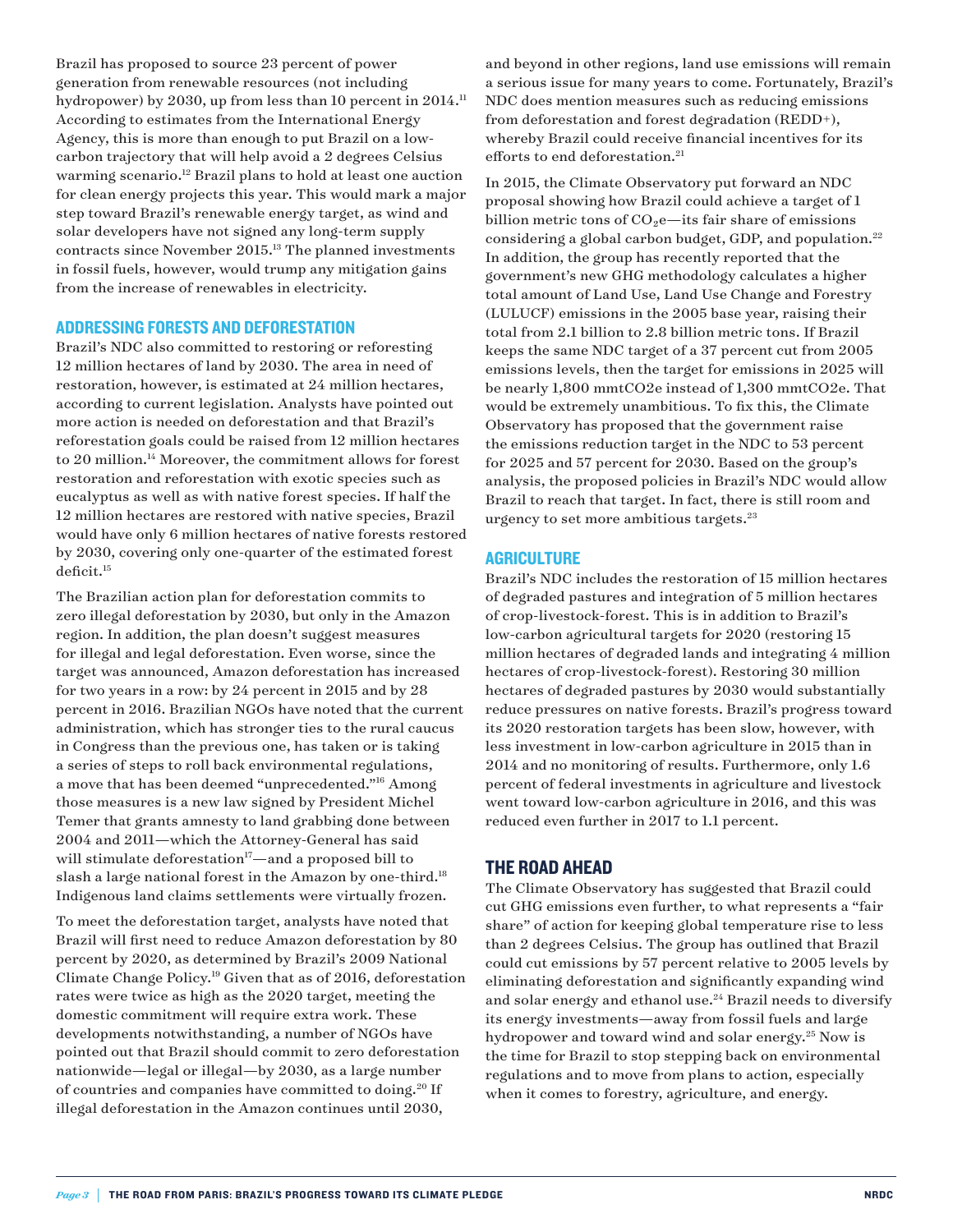Brazil has proposed to source 23 percent of power generation from renewable resources (not including hydropower) by 2030, up from less than 10 percent in 2014.[11] According to estimates from the International Energy Agency, this is more than enough to put Brazil on a low-carbon trajectory that will help avoid a 2 degrees Celsius warming scenario.[12] Brazil plans to hold at least one auction for clean energy projects this year. This would mark a major step toward Brazil's renewable energy target, as wind and solar developers have not signed any long-term supply contracts since November 2015.[13] The planned investments in fossil fuels, however, would trump any mitigation gains from the increase of renewables in electricity.

## ADDRESSING FORESTS AND DEFORESTATION

Brazil's NDC also committed to restoring or reforesting 12 million hectares of land by 2030. The area in need of restoration, however, is estimated at 24 million hectares, according to current legislation. Analysts have pointed out more action is needed on deforestation and that Brazil's reforestation goals could be raised from 12 million hectares to 20 million.[14] Moreover, the commitment allows for forest restoration and reforestation with exotic species such as eucalyptus as well as with native forest species. If half the 12 million hectares are restored with native species, Brazil would have only 6 million hectares of native forests restored by 2030, covering only one-quarter of the estimated forest deficit.[15]

The Brazilian action plan for deforestation commits to zero illegal deforestation by 2030, but only in the Amazon region. In addition, the plan doesn't suggest measures for illegal and legal deforestation. Even worse, since the target was announced, Amazon deforestation has increased for two years in a row: by 24 percent in 2015 and by 28 percent in 2016. Brazilian NGOs have noted that the current administration, which has stronger ties to the rural caucus in Congress than the previous one, has taken or is taking a series of steps to roll back environmental regulations, a move that has been deemed "unprecedented."[16] Among those measures is a new law signed by President Michel Temer that grants amnesty to land grabbing done between 2004 and 2011—which the Attorney-General has said will stimulate deforestation[17]—and a proposed bill to slash a large national forest in the Amazon by one-third.[18] Indigenous land claims settlements were virtually frozen.

To meet the deforestation target, analysts have noted that Brazil will first need to reduce Amazon deforestation by 80 percent by 2020, as determined by Brazil's 2009 National Climate Change Policy.[19] Given that as of 2016, deforestation rates were twice as high as the 2020 target, meeting the domestic commitment will require extra work. These developments notwithstanding, a number of NGOs have pointed out that Brazil should commit to zero deforestation nationwide—legal or illegal—by 2030, as a large number of countries and companies have committed to doing.[20] If illegal deforestation in the Amazon continues until 2030, and beyond in other regions, land use emissions will remain a serious issue for many years to come. Fortunately, Brazil's NDC does mention measures such as reducing emissions from deforestation and forest degradation (REDD+), whereby Brazil could receive financial incentives for its efforts to end deforestation.[21]

In 2015, the Climate Observatory put forward an NDC proposal showing how Brazil could achieve a target of 1 billion metric tons of $CO_2$e—its fair share of emissions considering a global carbon budget, GDP, and population.[22] In addition, the group has recently reported that the government's new GHG methodology calculates a higher total amount of Land Use, Land Use Change and Forestry (LULUCF) emissions in the 2005 base year, raising their total from 2.1 billion to 2.8 billion metric tons. If Brazil keeps the same NDC target of a 37 percent cut from 2005 emissions levels, then the target for emissions in 2025 will be nearly 1,800 mmtCO2e instead of 1,300 mmtCO2e. That would be extremely unambitious. To fix this, the Climate Observatory has proposed that the government raise the emissions reduction target in the NDC to 53 percent for 2025 and 57 percent for 2030. Based on the group's analysis, the proposed policies in Brazil's NDC would allow Brazil to reach that target. In fact, there is still room and urgency to set more ambitious targets.[23]

## AGRICULTURE

Brazil's NDC includes the restoration of 15 million hectares of degraded pastures and integration of 5 million hectares of crop-livestock-forest. This is in addition to Brazil's low-carbon agricultural targets for 2020 (restoring 15 million hectares of degraded lands and integrating 4 million hectares of crop-livestock-forest). Restoring 30 million hectares of degraded pastures by 2030 would substantially reduce pressures on native forests. Brazil's progress toward its 2020 restoration targets has been slow, however, with less investment in low-carbon agriculture in 2015 than in 2014 and no monitoring of results. Furthermore, only 1.6 percent of federal investments in agriculture and livestock went toward low-carbon agriculture in 2016, and this was reduced even further in 2017 to 1.1 percent.

# THE ROAD AHEAD

The Climate Observatory has suggested that Brazil could cut GHG emissions even further, to what represents a "fair share" of action for keeping global temperature rise to less than 2 degrees Celsius. The group has outlined that Brazil could cut emissions by 57 percent relative to 2005 levels by eliminating deforestation and significantly expanding wind and solar energy and ethanol use.[24] Brazil needs to diversify its energy investments—away from fossil fuels and large hydropower and toward wind and solar energy.[25] Now is the time for Brazil to stop stepping back on environmental regulations and to move from plans to action, especially when it comes to forestry, agriculture, and energy.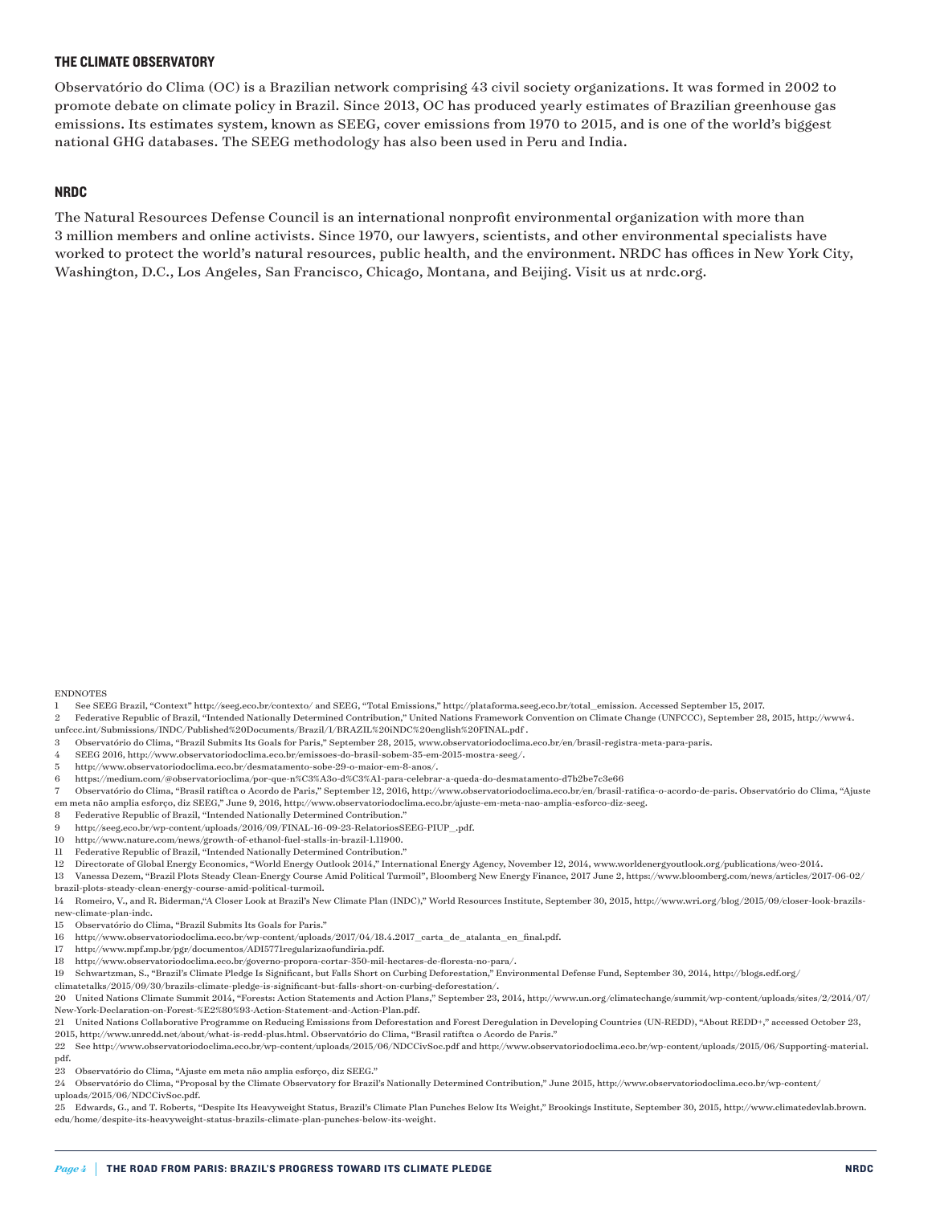### THE CLIMATE OBSERVATORY

Observatório do Clima (OC) is a Brazilian network comprising 43 civil society organizations. It was formed in 2002 to promote debate on climate policy in Brazil. Since 2013, OC has produced yearly estimates of Brazilian greenhouse gas emissions. Its estimates system, known as SEEG, cover emissions from 1970 to 2015, and is one of the world's biggest national GHG databases. The SEEG methodology has also been used in Peru and India.

### NRDC

The Natural Resources Defense Council is an international nonprofit environmental organization with more than 3 million members and online activists. Since 1970, our lawyers, scientists, and other environmental specialists have worked to protect the world's natural resources, public health, and the environment. NRDC has offices in New York City, Washington, D.C., Los Angeles, San Francisco, Chicago, Montana, and Beijing. Visit us at nrdc.org.

ENDNOTES

1 See SEEG Brazil, "Context" http://seeg.eco.br/contexto/ and SEEG, "Total Emissions," http://plataforma.seeg.eco.br/total_emission. Accessed September 15, 2017.
2 Federative Republic of Brazil, "Intended Nationally Determined Contribution," United Nations Framework Convention on Climate Change (UNFCCC), September 28, 2015, http://www4.unfccc.int/Submissions/INDC/Published%20Documents/Brazil/1/BRAZIL%20iNDC%20english%20FINAL.pdf .
3 Observatório do Clima, "Brazil Submits Its Goals for Paris," September 28, 2015, www.observatoriodoclima.eco.br/en/brasil-registra-meta-para-paris.
4 SEEG 2016, http://www.observatoriodoclima.eco.br/emissoes-do-brasil-sobem-35-em-2015-mostra-seeg/.
5 http://www.observatoriodoclima.eco.br/desmatamento-sobe-29-o-maior-em-8-anos/.
6 https://medium.com/@observatorioclima/por-que-n%C3%A3o-d%C3%A1-para-celebrar-a-queda-do-desmatamento-d7b2be7c3e66
7 Observatório do Clima, "Brasil ratiftca o Acordo de Paris," September 12, 2016, http://www.observatoriodoclima.eco.br/en/brasil-ratifica-o-acordo-de-paris. Observatório do Clima, "Ajuste em meta não amplia esforço, diz SEEG," June 9, 2016, http://www.observatoriodoclima.eco.br/ajuste-em-meta-nao-amplia-esforco-diz-seeg.
8 Federative Republic of Brazil, "Intended Nationally Determined Contribution."
9 http://seeg.eco.br/wp-content/uploads/2016/09/FINAL-16-09-23-RelatoriosSEEG-PIUP_.pdf.
10 http://www.nature.com/news/growth-of-ethanol-fuel-stalls-in-brazil-1.11900.
11 Federative Republic of Brazil, "Intended Nationally Determined Contribution."
12 Directorate of Global Energy Economics, "World Energy Outlook 2014," International Energy Agency, November 12, 2014, www.worldenergyoutlook.org/publications/weo-2014.
13 Vanessa Dezem, "Brazil Plots Steady Clean-Energy Course Amid Political Turmoil", Bloomberg New Energy Finance, 2017 June 2, https://www.bloomberg.com/news/articles/2017-06-02/brazil-plots-steady-clean-energy-course-amid-political-turmoil.
14 Romeiro, V., and R. Biderman,"A Closer Look at Brazil's New Climate Plan (INDC)," World Resources Institute, September 30, 2015, http://www.wri.org/blog/2015/09/closer-look-brazils-new-climate-plan-indc.
15 Observatório do Clima, "Brazil Submits Its Goals for Paris."
16 http://www.observatoriodoclima.eco.br/wp-content/uploads/2017/04/18.4.2017_carta_de_atalanta_en_final.pdf.
17 http://www.mpf.mp.br/pgr/documentos/ADI5771regularizaofundiria.pdf.
18 http://www.observatoriodoclima.eco.br/governo-propora-cortar-350-mil-hectares-de-floresta-no-para/.
19 Schwartzman, S., "Brazil's Climate Pledge Is Significant, but Falls Short on Curbing Deforestation," Environmental Defense Fund, September 30, 2014, http://blogs.edf.org/climatetalks/2015/09/30/brazils-climate-pledge-is-significant-but-falls-short-on-curbing-deforestation/.
20 United Nations Climate Summit 2014, "Forests: Action Statements and Action Plans," September 23, 2014, http://www.un.org/climatechange/summit/wp-content/uploads/sites/2/2014/07/New-York-Declaration-on-Forest-%E2%80%93-Action-Statement-and-Action-Plan.pdf.
21 United Nations Collaborative Programme on Reducing Emissions from Deforestation and Forest Deregulation in Developing Countries (UN-REDD), "About REDD+," accessed October 23, 2015, http://www.unredd.net/about/what-is-redd-plus.html. Observatório do Clima, "Brasil ratiftca o Acordo de Paris."
22 See http://www.observatoriodoclima.eco.br/wp-content/uploads/2015/06/NDCCivSoc.pdf and http://www.observatoriodoclima.eco.br/wp-content/uploads/2015/06/Supporting-material.pdf.
23 Observatório do Clima, "Ajuste em meta não amplia esforço, diz SEEG."
24 Observatório do Clima, "Proposal by the Climate Observatory for Brazil's Nationally Determined Contribution," June 2015, http://www.observatoriodoclima.eco.br/wp-content/uploads/2015/06/NDCCivSoc.pdf.
25 Edwards, G., and T. Roberts, "Despite Its Heavyweight Status, Brazil's Climate Plan Punches Below Its Weight," Brookings Institute, September 30, 2015, http://www.climatedevlab.brown.edu/home/despite-its-heavyweight-status-brazils-climate-plan-punches-below-its-weight.